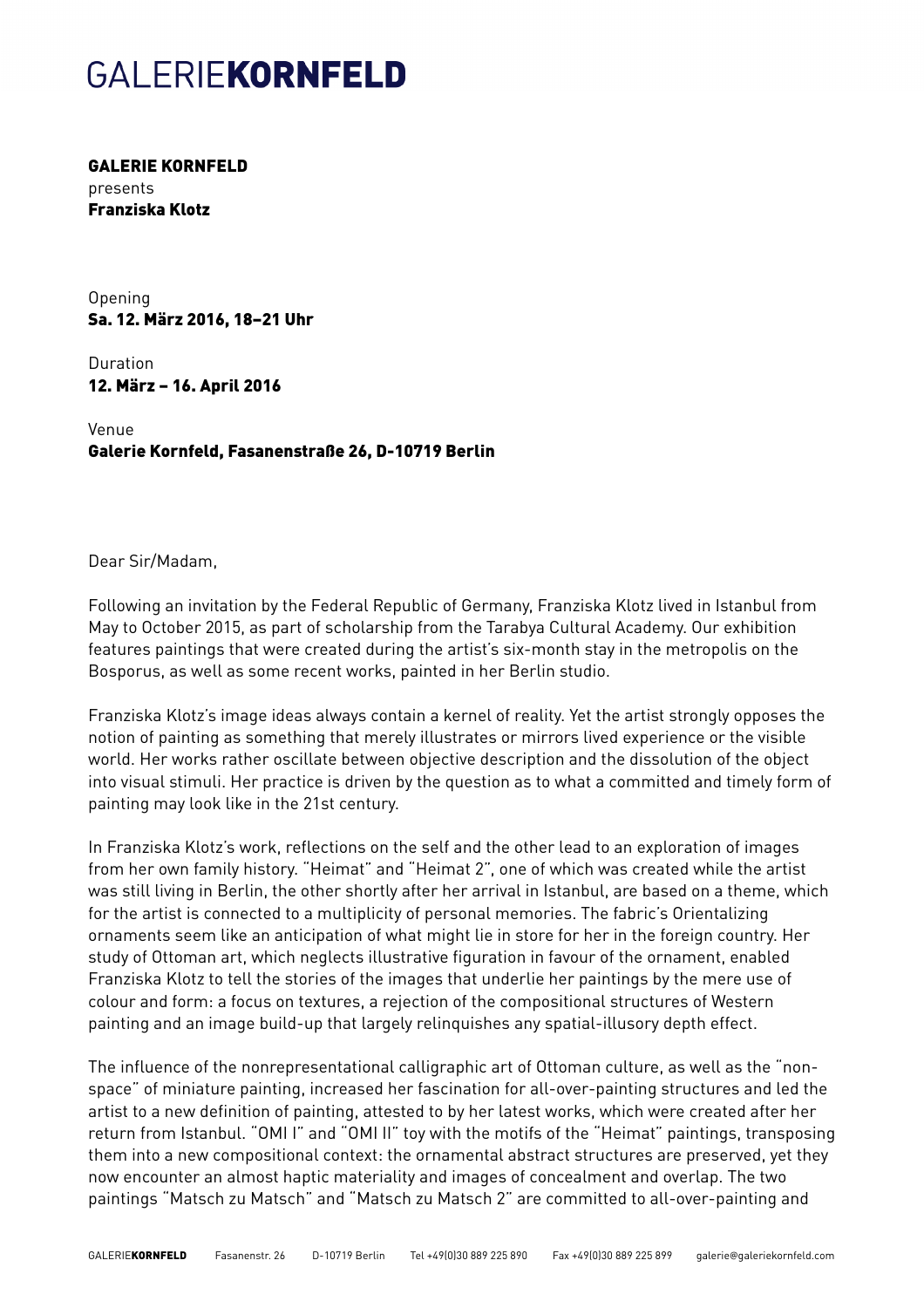# GALERIE**KORNFELD**

**GALERIE KORNFELD**
presents
**Franziska Klotz**

Opening
**Sa. 12. März 2016, 18–21 Uhr**

Duration
**12. März – 16. April 2016**

Venue
**Galerie Kornfeld, Fasanenstraße 26, D-10719 Berlin**

Dear Sir/Madam,

Following an invitation by the Federal Republic of Germany, Franziska Klotz lived in Istanbul from May to October 2015, as part of scholarship from the Tarabya Cultural Academy. Our exhibition features paintings that were created during the artist's six-month stay in the metropolis on the Bosporus, as well as some recent works, painted in her Berlin studio.

Franziska Klotz's image ideas always contain a kernel of reality. Yet the artist strongly opposes the notion of painting as something that merely illustrates or mirrors lived experience or the visible world. Her works rather oscillate between objective description and the dissolution of the object into visual stimuli. Her practice is driven by the question as to what a committed and timely form of painting may look like in the 21st century.

In Franziska Klotz's work, reflections on the self and the other lead to an exploration of images from her own family history. "Heimat" and "Heimat 2", one of which was created while the artist was still living in Berlin, the other shortly after her arrival in Istanbul, are based on a theme, which for the artist is connected to a multiplicity of personal memories. The fabric's Orientalizing ornaments seem like an anticipation of what might lie in store for her in the foreign country. Her study of Ottoman art, which neglects illustrative figuration in favour of the ornament, enabled Franziska Klotz to tell the stories of the images that underlie her paintings by the mere use of colour and form: a focus on textures, a rejection of the compositional structures of Western painting and an image build-up that largely relinquishes any spatial-illusory depth effect.

The influence of the nonrepresentational calligraphic art of Ottoman culture, as well as the "non-space" of miniature painting, increased her fascination for all-over-painting structures and led the artist to a new definition of painting, attested to by her latest works, which were created after her return from Istanbul. "OMI I" and "OMI II" toy with the motifs of the "Heimat" paintings, transposing them into a new compositional context: the ornamental abstract structures are preserved, yet they now encounter an almost haptic materiality and images of concealment and overlap. The two paintings "Matsch zu Matsch" and "Matsch zu Matsch 2" are committed to all-over-painting and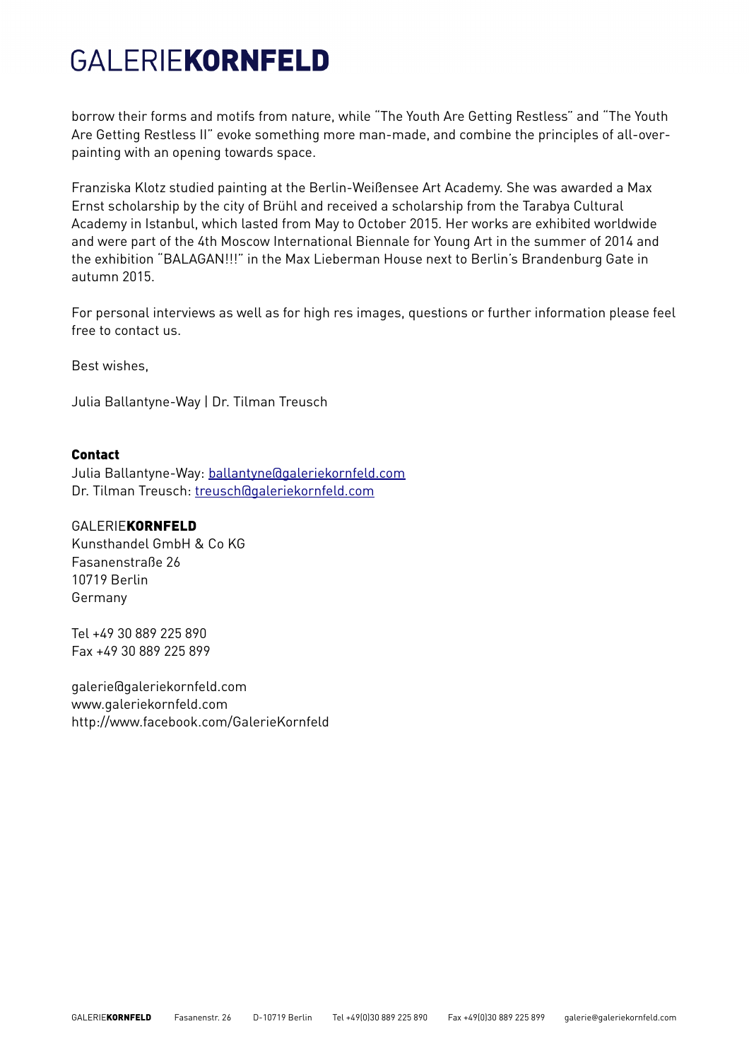borrow their forms and motifs from nature, while "The Youth Are Getting Restless" and "The Youth Are Getting Restless II" evoke something more man-made, and combine the principles of all-over-painting with an opening towards space.

Franziska Klotz studied painting at the Berlin-Weißensee Art Academy. She was awarded a Max Ernst scholarship by the city of Brühl and received a scholarship from the Tarabya Cultural Academy in Istanbul, which lasted from May to October 2015. Her works are exhibited worldwide and were part of the 4th Moscow International Biennale for Young Art in the summer of 2014 and the exhibition "BALAGAN!!!" in the Max Lieberman House next to Berlin's Brandenburg Gate in autumn 2015.

For personal interviews as well as for high res images, questions or further information please feel free to contact us.

Best wishes,

Julia Ballantyne-Way | Dr. Tilman Treusch

**Contact**
Julia Ballantyne-Way: ballantyne@galeriekornfeld.com
Dr. Tilman Treusch: treusch@galeriekornfeld.com

GALERIE**KORNFELD**
Kunsthandel GmbH & Co KG
Fasanenstraße 26
10719 Berlin
Germany

Tel +49 30 889 225 890
Fax +49 30 889 225 899

galerie@galeriekornfeld.com
www.galeriekornfeld.com
http://www.facebook.com/GalerieKornfeld